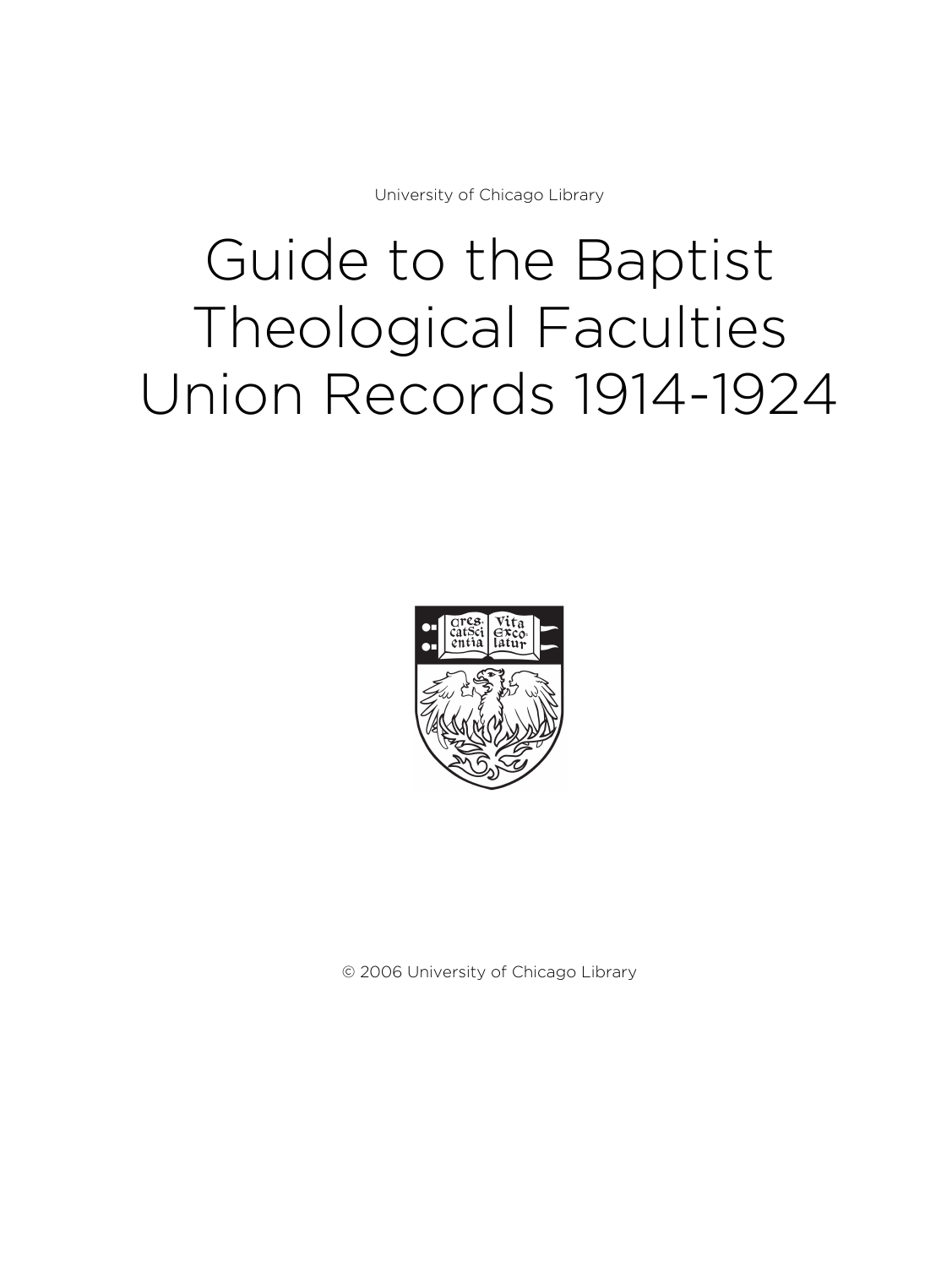University of Chicago Library

# Guide to the Baptist Theological Faculties Union Records 1914-1924

© 2006 University of Chicago Library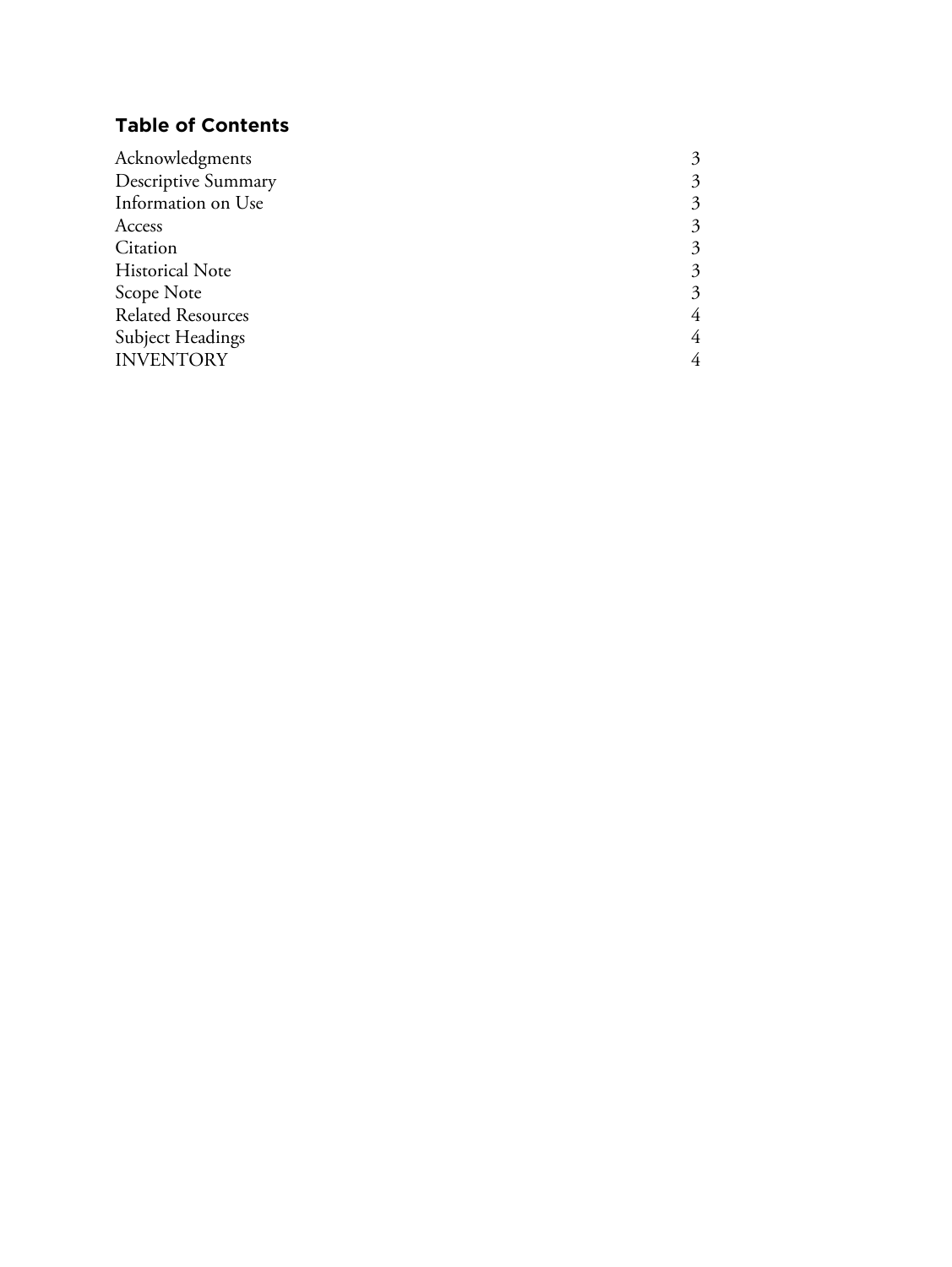## Table of Contents

| | |
|---|---|
| Acknowledgments | 3 |
| Descriptive Summary | 3 |
| Information on Use | 3 |
| Access | 3 |
| Citation | 3 |
| Historical Note | 3 |
| Scope Note | 3 |
| Related Resources | 4 |
| Subject Headings | 4 |
| INVENTORY | 4 |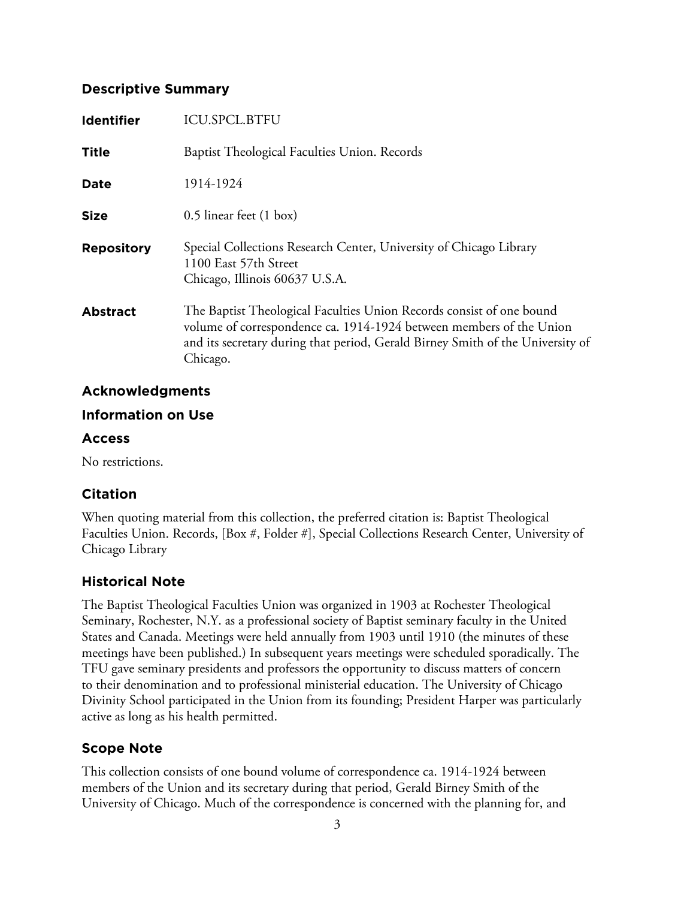## Descriptive Summary

| | |
|---|---|
| **Identifier** | ICU.SPCL.BTFU |
| **Title** | Baptist Theological Faculties Union. Records |
| **Date** | 1914-1924 |
| **Size** | 0.5 linear feet (1 box) |
| **Repository** | Special Collections Research Center, University of Chicago Library<br>1100 East 57th Street<br>Chicago, Illinois 60637 U.S.A. |
| **Abstract** | The Baptist Theological Faculties Union Records consist of one bound volume of correspondence ca. 1914-1924 between members of the Union and its secretary during that period, Gerald Birney Smith of the University of Chicago. |

## Acknowledgments

## Information on Use

## Access

No restrictions.

## Citation

When quoting material from this collection, the preferred citation is: Baptist Theological Faculties Union. Records, [Box #, Folder #], Special Collections Research Center, University of Chicago Library

## Historical Note

The Baptist Theological Faculties Union was organized in 1903 at Rochester Theological Seminary, Rochester, N.Y. as a professional society of Baptist seminary faculty in the United States and Canada. Meetings were held annually from 1903 until 1910 (the minutes of these meetings have been published.) In subsequent years meetings were scheduled sporadically. The TFU gave seminary presidents and professors the opportunity to discuss matters of concern to their denomination and to professional ministerial education. The University of Chicago Divinity School participated in the Union from its founding; President Harper was particularly active as long as his health permitted.

## Scope Note

This collection consists of one bound volume of correspondence ca. 1914-1924 between members of the Union and its secretary during that period, Gerald Birney Smith of the University of Chicago. Much of the correspondence is concerned with the planning for, and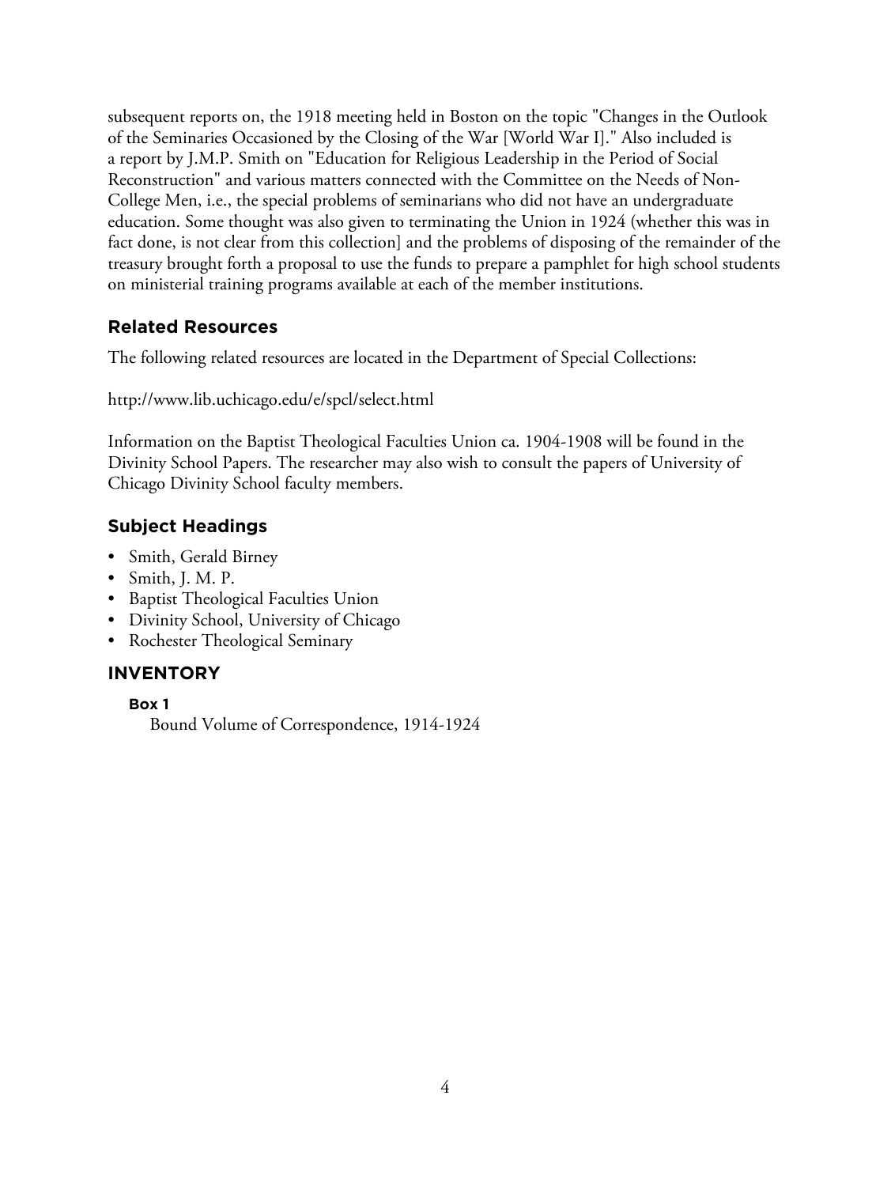subsequent reports on, the 1918 meeting held in Boston on the topic "Changes in the Outlook of the Seminaries Occasioned by the Closing of the War [World War I]." Also included is a report by J.M.P. Smith on "Education for Religious Leadership in the Period of Social Reconstruction" and various matters connected with the Committee on the Needs of Non-College Men, i.e., the special problems of seminarians who did not have an undergraduate education. Some thought was also given to terminating the Union in 1924 (whether this was in fact done, is not clear from this collection] and the problems of disposing of the remainder of the treasury brought forth a proposal to use the funds to prepare a pamphlet for high school students on ministerial training programs available at each of the member institutions.

## Related Resources

The following related resources are located in the Department of Special Collections:

http://www.lib.uchicago.edu/e/spcl/select.html

Information on the Baptist Theological Faculties Union ca. 1904-1908 will be found in the Divinity School Papers. The researcher may also wish to consult the papers of University of Chicago Divinity School faculty members.

## Subject Headings

- Smith, Gerald Birney
- Smith, J. M. P.
- Baptist Theological Faculties Union
- Divinity School, University of Chicago
- Rochester Theological Seminary

## INVENTORY

**Box 1**

Bound Volume of Correspondence, 1914-1924